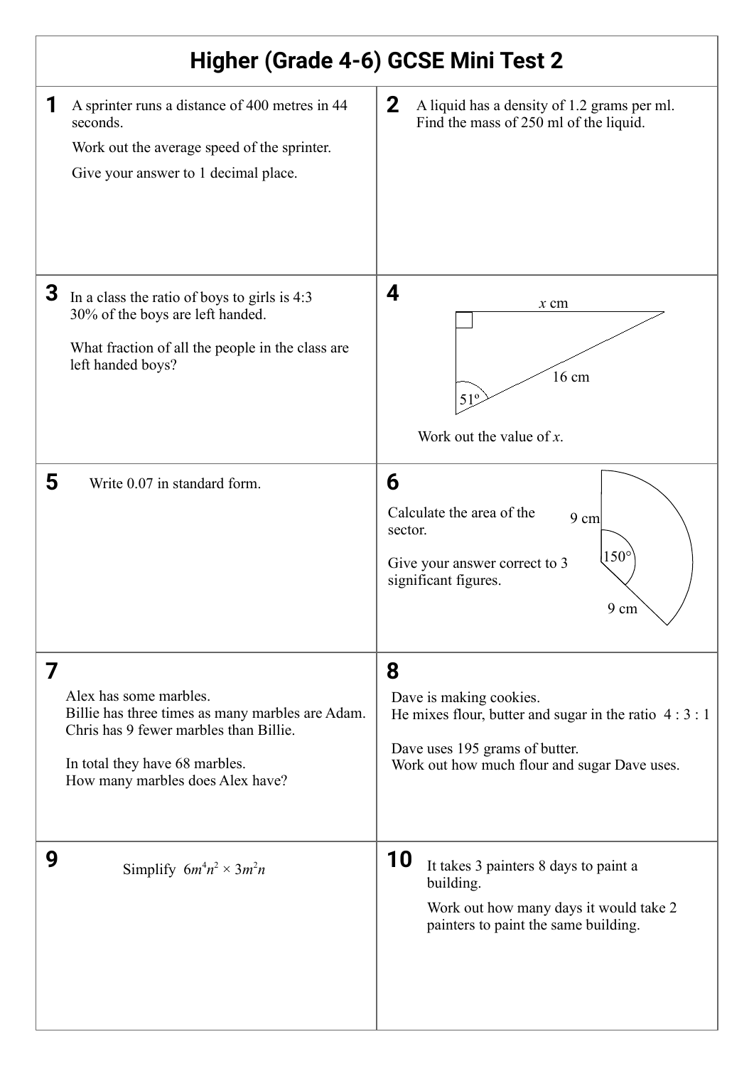# Higher (Grade 4-6) GCSE Mini Test 2

**1** A sprinter runs a distance of 400 metres in 44 seconds.

Work out the average speed of the sprinter.

Give your answer to 1 decimal place.

**2** A liquid has a density of 1.2 grams per ml.
Find the mass of 250 ml of the liquid.

**3** In a class the ratio of boys to girls is 4:3
30% of the boys are left handed.

What fraction of all the people in the class are left handed boys?

**4**

$x$ cm

16 cm

51°

Work out the value of $x$.

**5** Write 0.07 in standard form.

**6** Calculate the area of the sector.

Give your answer correct to 3 significant figures.

9 cm

150°

9 cm

**7**

Alex has some marbles.
Billie has three times as many marbles are Adam.
Chris has 9 fewer marbles than Billie.

In total they have 68 marbles.
How many marbles does Alex have?

**8**

Dave is making cookies.
He mixes flour, butter and sugar in the ratio 4 : 3 : 1

Dave uses 195 grams of butter.
Work out how much flour and sugar Dave uses.

**9** Simplify $6m^4n^2 \times 3m^2n$

**10** It takes 3 painters 8 days to paint a building.

Work out how many days it would take 2 painters to paint the same building.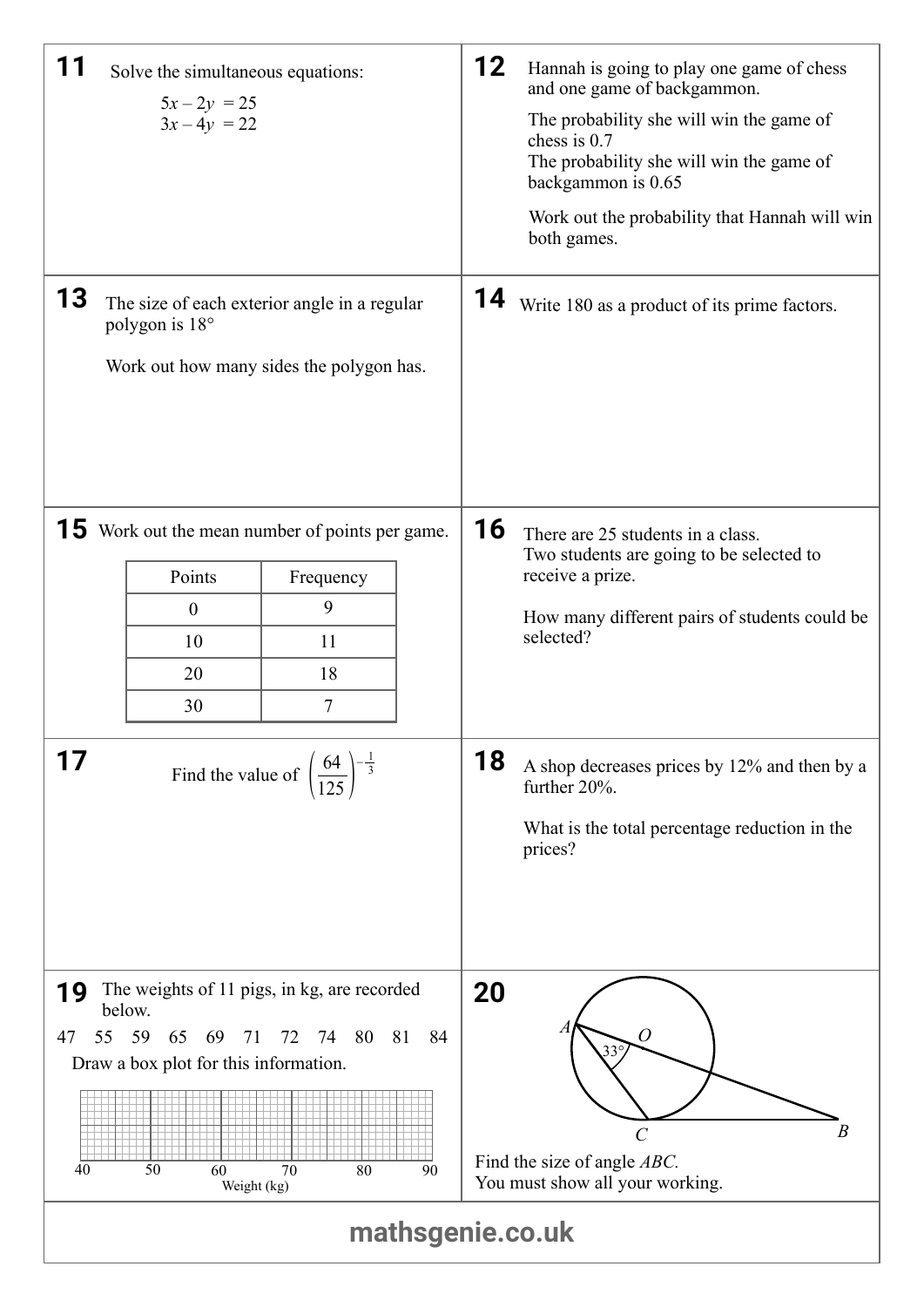**11** Solve the simultaneous equations:

$$5x - 2y = 25$$
$$3x - 4y = 22$$

**12** Hannah is going to play one game of chess and one game of backgammon.

The probability she will win the game of chess is 0.7
The probability she will win the game of backgammon is 0.65

Work out the probability that Hannah will win both games.

**13** The size of each exterior angle in a regular polygon is 18°

Work out how many sides the polygon has.

**14** Write 180 as a product of its prime factors.

**15** Work out the mean number of points per game.

| Points | Frequency |
|---|---|
| 0 | 9 |
| 10 | 11 |
| 20 | 18 |
| 30 | 7 |

**16** There are 25 students in a class.
Two students are going to be selected to receive a prize.

How many different pairs of students could be selected?

**17** Find the value of $\left(\frac{64}{125}\right)^{-\frac{1}{3}}$

**18** A shop decreases prices by 12% and then by a further 20%.

What is the total percentage reduction in the prices?

**19** The weights of 11 pigs, in kg, are recorded below.

47 55 59 65 69 71 72 74 80 81 84

Draw a box plot for this information.

40 50 60 70 80 90
Weight (kg)

**20**

A O 33° C B

Find the size of angle $ABC$.
You must show all your working.

**mathsgenie.co.uk**